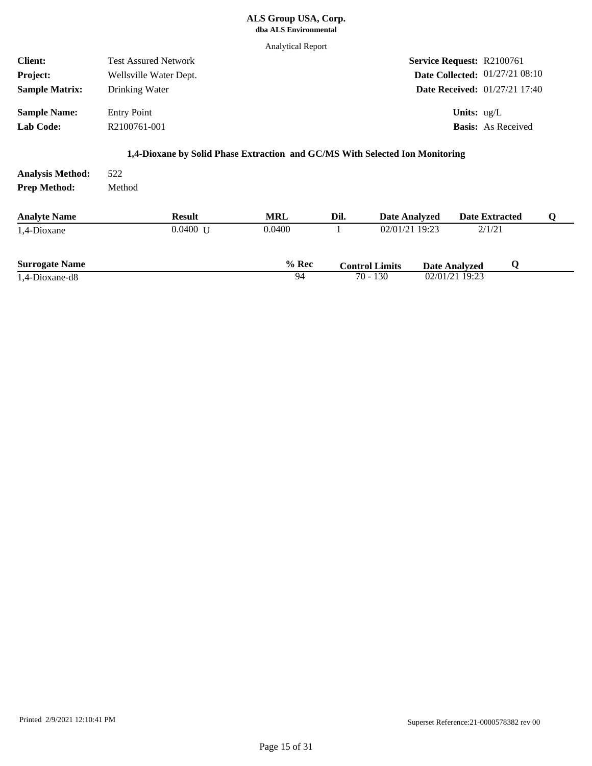**ALS Group USA, Corp.**
**dba ALS Environmental**

Analytical Report

| | | | |
|---|---|---|---|
| **Client:** | Test Assured Network | **Service Request:** | R2100761 |
| **Project:** | Wellsville Water Dept. | **Date Collected:** | 01/27/21 08:10 |
| **Sample Matrix:** | Drinking Water | **Date Received:** | 01/27/21 17:40 |
| **Sample Name:** | Entry Point | **Units:** | ug/L |
| **Lab Code:** | R2100761-001 | **Basis:** | As Received |

## 1,4-Dioxane by Solid Phase Extraction and GC/MS With Selected Ion Monitoring

**Analysis Method:** 522
**Prep Method:** Method

| Analyte Name | Result | MRL | Dil. | Date Analyzed | Date Extracted | Q |
|---|---|---|---|---|---|---|
| 1,4-Dioxane | 0.0400 U | 0.0400 | 1 | 02/01/21 19:23 | 2/1/21 | |

| Surrogate Name | % Rec | Control Limits | Date Analyzed | Q |
|---|---|---|---|---|
| 1,4-Dioxane-d8 | 94 | 70 - 130 | 02/01/21 19:23 | |

Printed 2/9/2021 12:10:41 PM

Superset Reference:21-0000578382 rev 00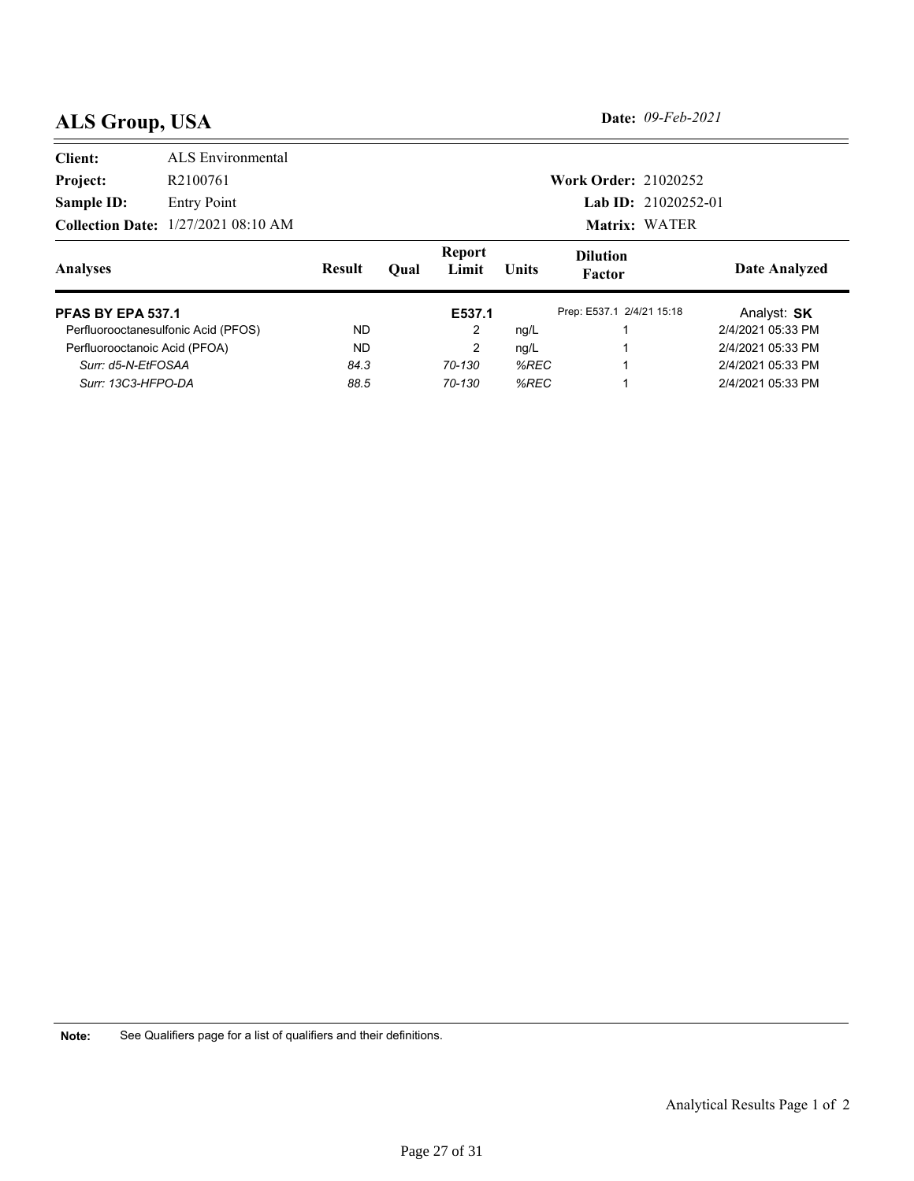# ALS Group, USA

**Date:** *09-Feb-2021*

| | | | |
|---|---|---|---|
| **Client:** | ALS Environmental | | |
| **Project:** | R2100761 | **Work Order:** | 21020252 |
| **Sample ID:** | Entry Point | **Lab ID:** | 21020252-01 |
| **Collection Date:** | 1/27/2021 08:10 AM | **Matrix:** | WATER |

| Analyses | Result | Qual | Report Limit | Units | Dilution Factor | Date Analyzed |
|---|---|---|---|---|---|---|
| **PFAS BY EPA 537.1** | | | **E537.1** | | Prep: E537.1 2/4/21 15:18 | Analyst: **SK** |
| Perfluorooctanesulfonic Acid (PFOS) | ND | | 2 | ng/L | 1 | 2/4/2021 05:33 PM |
| Perfluorooctanoic Acid (PFOA) | ND | | 2 | ng/L | 1 | 2/4/2021 05:33 PM |
| *Surr: d5-N-EtFOSAA* | *84.3* | | *70-130* | *%REC* | 1 | 2/4/2021 05:33 PM |
| *Surr: 13C3-HFPO-DA* | *88.5* | | *70-130* | *%REC* | 1 | 2/4/2021 05:33 PM |

**Note:** See Qualifiers page for a list of qualifiers and their definitions.

Analytical Results Page 1 of 2